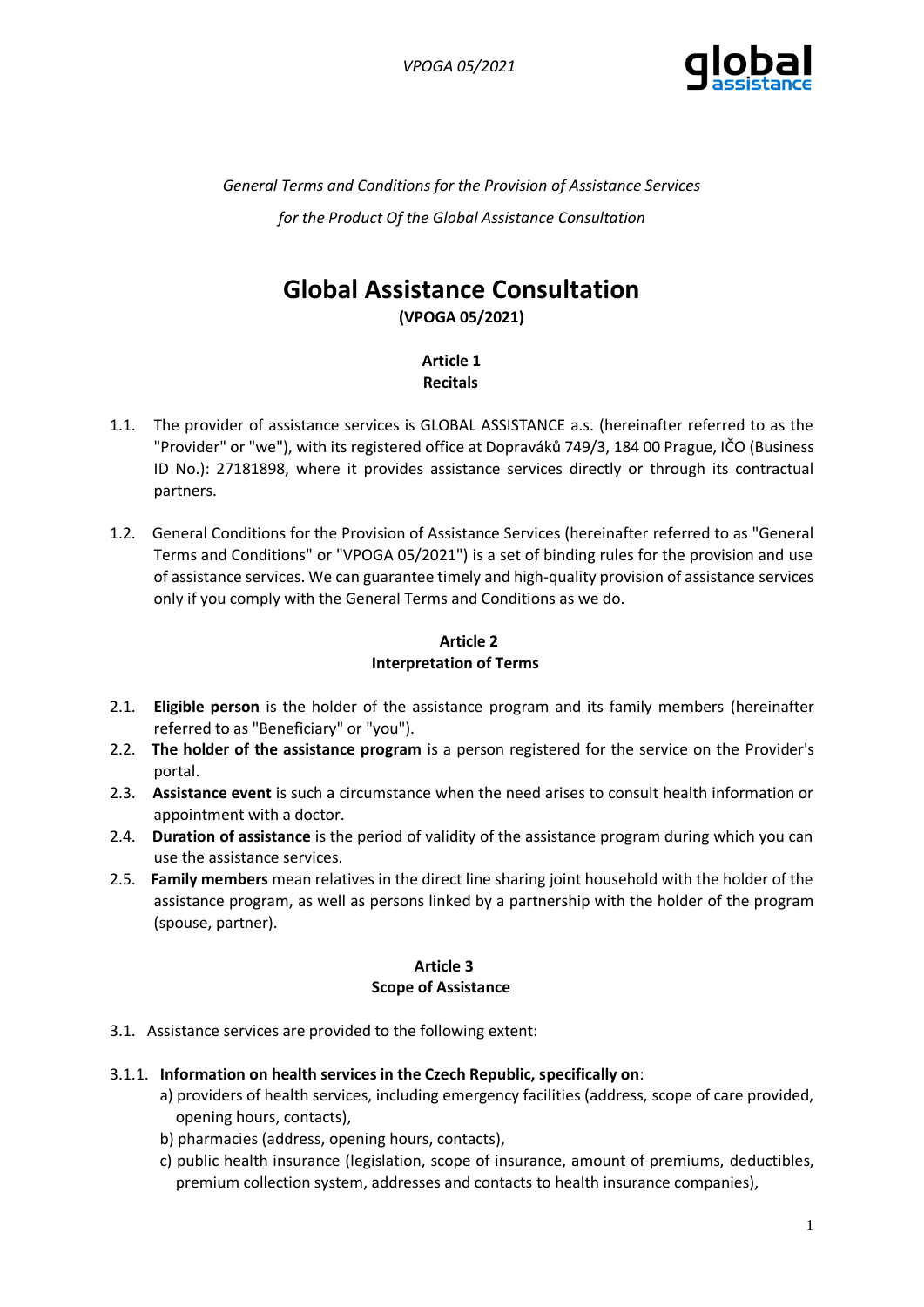*General Terms and Conditions for the Provision of Assistance Services*

*for the Product Of the Global Assistance Consultation*

# Global Assistance Consultation

**(VPOGA 05/2021)**

## Article 1
## Recitals

1.1. The provider of assistance services is GLOBAL ASSISTANCE a.s. (hereinafter referred to as the "Provider" or "we"), with its registered office at Dopraváků 749/3, 184 00 Prague, IČO (Business ID No.): 27181898, where it provides assistance services directly or through its contractual partners.

1.2. General Conditions for the Provision of Assistance Services (hereinafter referred to as "General Terms and Conditions" or "VPOGA 05/2021") is a set of binding rules for the provision and use of assistance services. We can guarantee timely and high-quality provision of assistance services only if you comply with the General Terms and Conditions as we do.

## Article 2
## Interpretation of Terms

2.1. **Eligible person** is the holder of the assistance program and its family members (hereinafter referred to as "Beneficiary" or "you").

2.2. **The holder of the assistance program** is a person registered for the service on the Provider's portal.

2.3. **Assistance event** is such a circumstance when the need arises to consult health information or appointment with a doctor.

2.4. **Duration of assistance** is the period of validity of the assistance program during which you can use the assistance services.

2.5. **Family members** mean relatives in the direct line sharing joint household with the holder of the assistance program, as well as persons linked by a partnership with the holder of the program (spouse, partner).

## Article 3
## Scope of Assistance

3.1. Assistance services are provided to the following extent:

3.1.1. **Information on health services in the Czech Republic, specifically on**:

a) providers of health services, including emergency facilities (address, scope of care provided, opening hours, contacts),

b) pharmacies (address, opening hours, contacts),

c) public health insurance (legislation, scope of insurance, amount of premiums, deductibles, premium collection system, addresses and contacts to health insurance companies),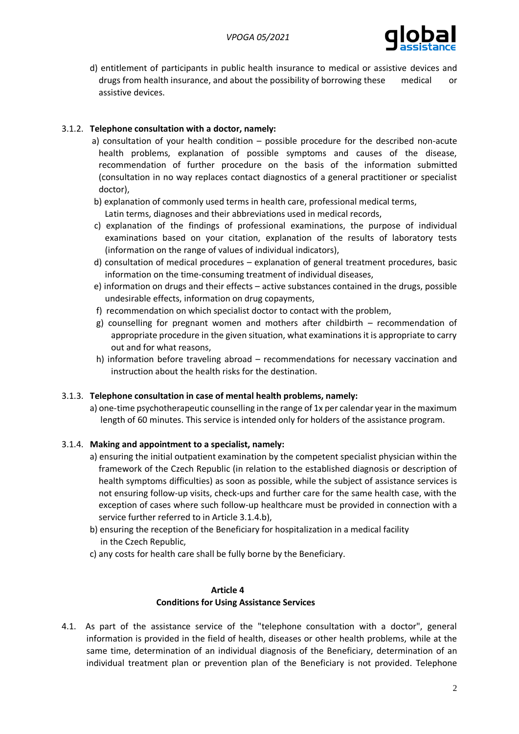d) entitlement of participants in public health insurance to medical or assistive devices and drugs from health insurance, and about the possibility of borrowing these medical or assistive devices.

3.1.2. **Telephone consultation with a doctor, namely:**

a) consultation of your health condition – possible procedure for the described non-acute health problems, explanation of possible symptoms and causes of the disease, recommendation of further procedure on the basis of the information submitted (consultation in no way replaces contact diagnostics of a general practitioner or specialist doctor),

b) explanation of commonly used terms in health care, professional medical terms, Latin terms, diagnoses and their abbreviations used in medical records,

c) explanation of the findings of professional examinations, the purpose of individual examinations based on your citation, explanation of the results of laboratory tests (information on the range of values of individual indicators),

d) consultation of medical procedures – explanation of general treatment procedures, basic information on the time-consuming treatment of individual diseases,

e) information on drugs and their effects – active substances contained in the drugs, possible undesirable effects, information on drug copayments,

f) recommendation on which specialist doctor to contact with the problem,

g) counselling for pregnant women and mothers after childbirth – recommendation of appropriate procedure in the given situation, what examinations it is appropriate to carry out and for what reasons,

h) information before traveling abroad – recommendations for necessary vaccination and instruction about the health risks for the destination.

3.1.3. **Telephone consultation in case of mental health problems, namely:**

a) one-time psychotherapeutic counselling in the range of 1x per calendar year in the maximum length of 60 minutes. This service is intended only for holders of the assistance program.

3.1.4. **Making and appointment to a specialist, namely:**

a) ensuring the initial outpatient examination by the competent specialist physician within the framework of the Czech Republic (in relation to the established diagnosis or description of health symptoms difficulties) as soon as possible, while the subject of assistance services is not ensuring follow-up visits, check-ups and further care for the same health case, with the exception of cases where such follow-up healthcare must be provided in connection with a service further referred to in Article 3.1.4.b),

b) ensuring the reception of the Beneficiary for hospitalization in a medical facility in the Czech Republic,

c) any costs for health care shall be fully borne by the Beneficiary.

## Article 4
## Conditions for Using Assistance Services

4.1. As part of the assistance service of the "telephone consultation with a doctor", general information is provided in the field of health, diseases or other health problems, while at the same time, determination of an individual diagnosis of the Beneficiary, determination of an individual treatment plan or prevention plan of the Beneficiary is not provided. Telephone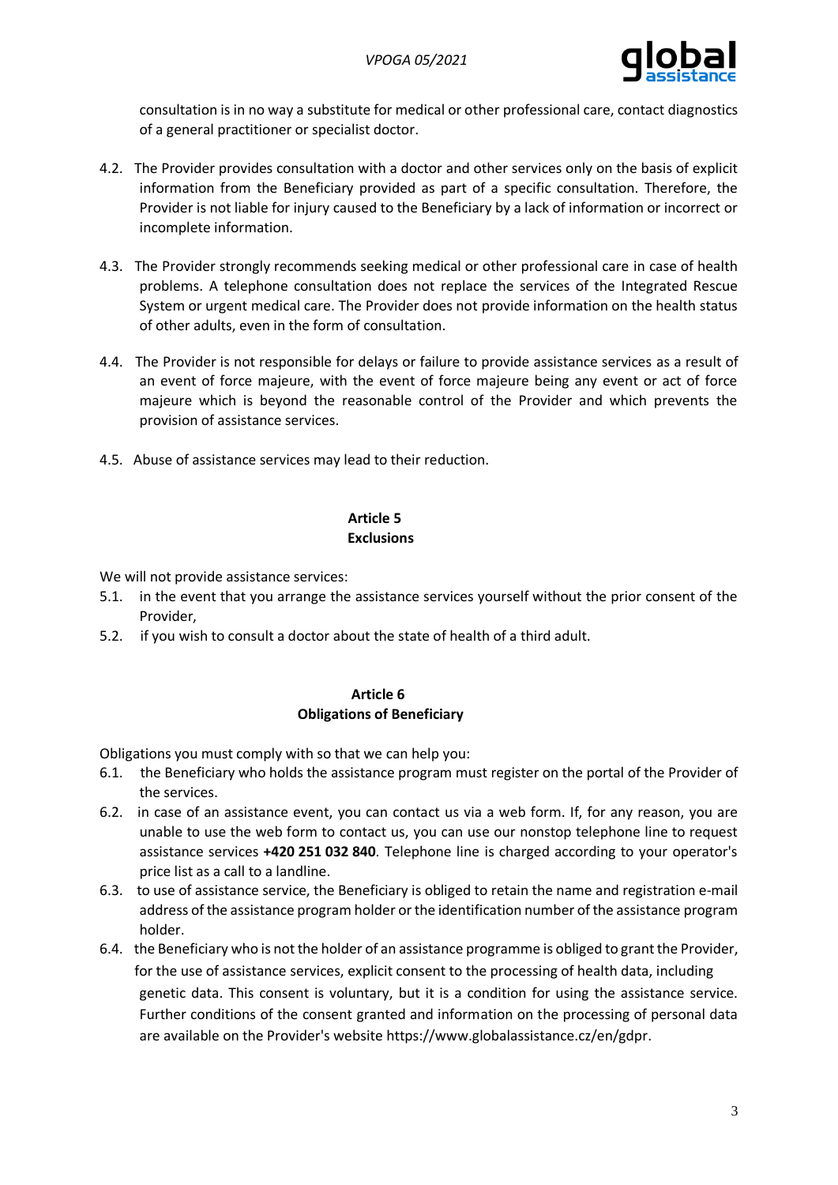consultation is in no way a substitute for medical or other professional care, contact diagnostics of a general practitioner or specialist doctor.

4.2. The Provider provides consultation with a doctor and other services only on the basis of explicit information from the Beneficiary provided as part of a specific consultation. Therefore, the Provider is not liable for injury caused to the Beneficiary by a lack of information or incorrect or incomplete information.

4.3. The Provider strongly recommends seeking medical or other professional care in case of health problems. A telephone consultation does not replace the services of the Integrated Rescue System or urgent medical care. The Provider does not provide information on the health status of other adults, even in the form of consultation.

4.4. The Provider is not responsible for delays or failure to provide assistance services as a result of an event of force majeure, with the event of force majeure being any event or act of force majeure which is beyond the reasonable control of the Provider and which prevents the provision of assistance services.

4.5. Abuse of assistance services may lead to their reduction.

## Article 5
## Exclusions

We will not provide assistance services:

5.1. in the event that you arrange the assistance services yourself without the prior consent of the Provider,

5.2. if you wish to consult a doctor about the state of health of a third adult.

## Article 6
## Obligations of Beneficiary

Obligations you must comply with so that we can help you:

6.1. the Beneficiary who holds the assistance program must register on the portal of the Provider of the services.

6.2. in case of an assistance event, you can contact us via a web form. If, for any reason, you are unable to use the web form to contact us, you can use our nonstop telephone line to request assistance services **+420 251 032 840**. Telephone line is charged according to your operator's price list as a call to a landline.

6.3. to use of assistance service, the Beneficiary is obliged to retain the name and registration e-mail address of the assistance program holder or the identification number of the assistance program holder.

6.4. the Beneficiary who is not the holder of an assistance programme is obliged to grant the Provider, for the use of assistance services, explicit consent to the processing of health data, including genetic data. This consent is voluntary, but it is a condition for using the assistance service. Further conditions of the consent granted and information on the processing of personal data are available on the Provider's website https://www.globalassistance.cz/en/gdpr.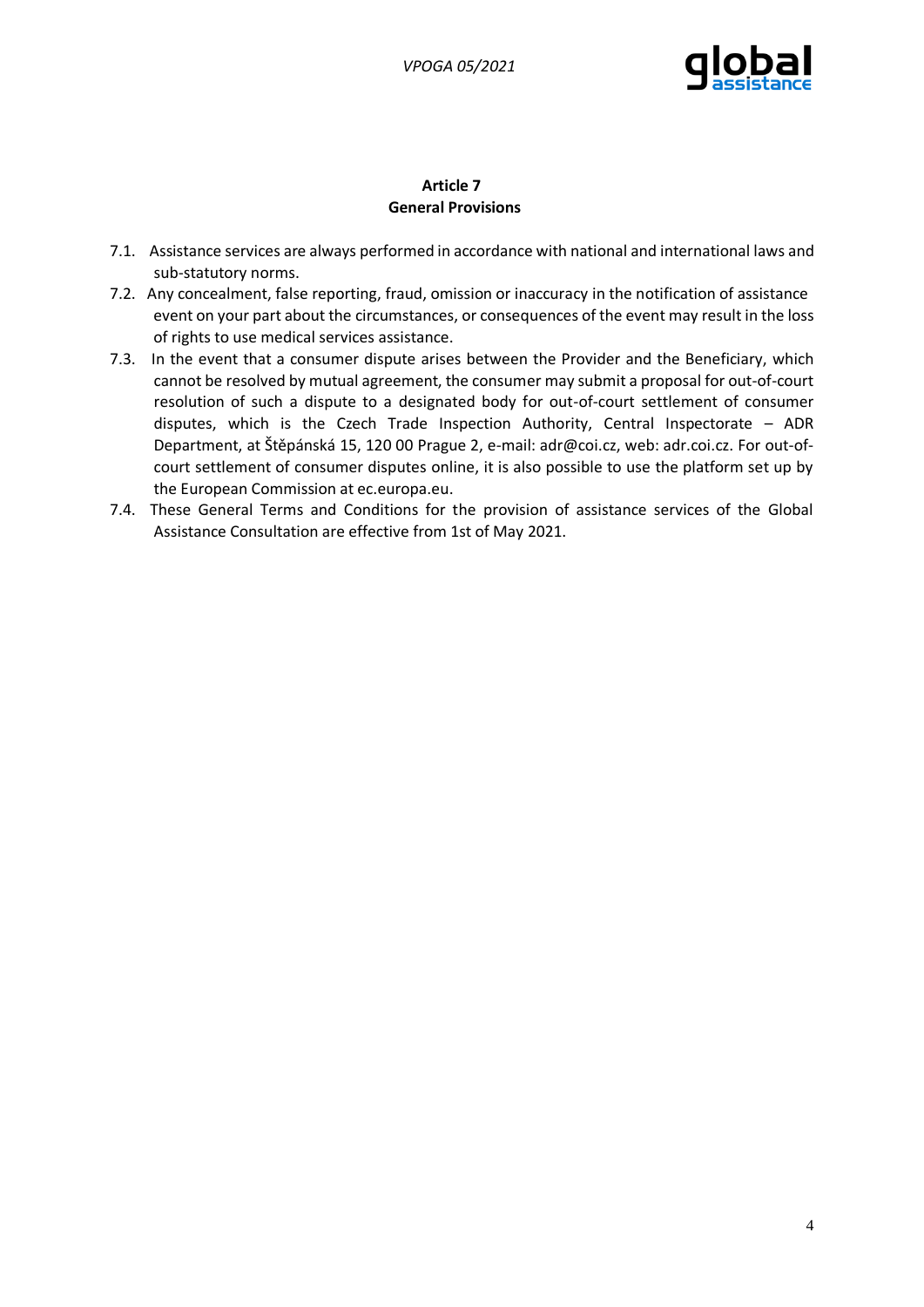## Article 7
## General Provisions

7.1. Assistance services are always performed in accordance with national and international laws and sub-statutory norms.

7.2. Any concealment, false reporting, fraud, omission or inaccuracy in the notification of assistance event on your part about the circumstances, or consequences of the event may result in the loss of rights to use medical services assistance.

7.3. In the event that a consumer dispute arises between the Provider and the Beneficiary, which cannot be resolved by mutual agreement, the consumer may submit a proposal for out-of-court resolution of such a dispute to a designated body for out-of-court settlement of consumer disputes, which is the Czech Trade Inspection Authority, Central Inspectorate – ADR Department, at Štěpánská 15, 120 00 Prague 2, e-mail: adr@coi.cz, web: adr.coi.cz. For out-of-court settlement of consumer disputes online, it is also possible to use the platform set up by the European Commission at ec.europa.eu.

7.4. These General Terms and Conditions for the provision of assistance services of the Global Assistance Consultation are effective from 1st of May 2021.